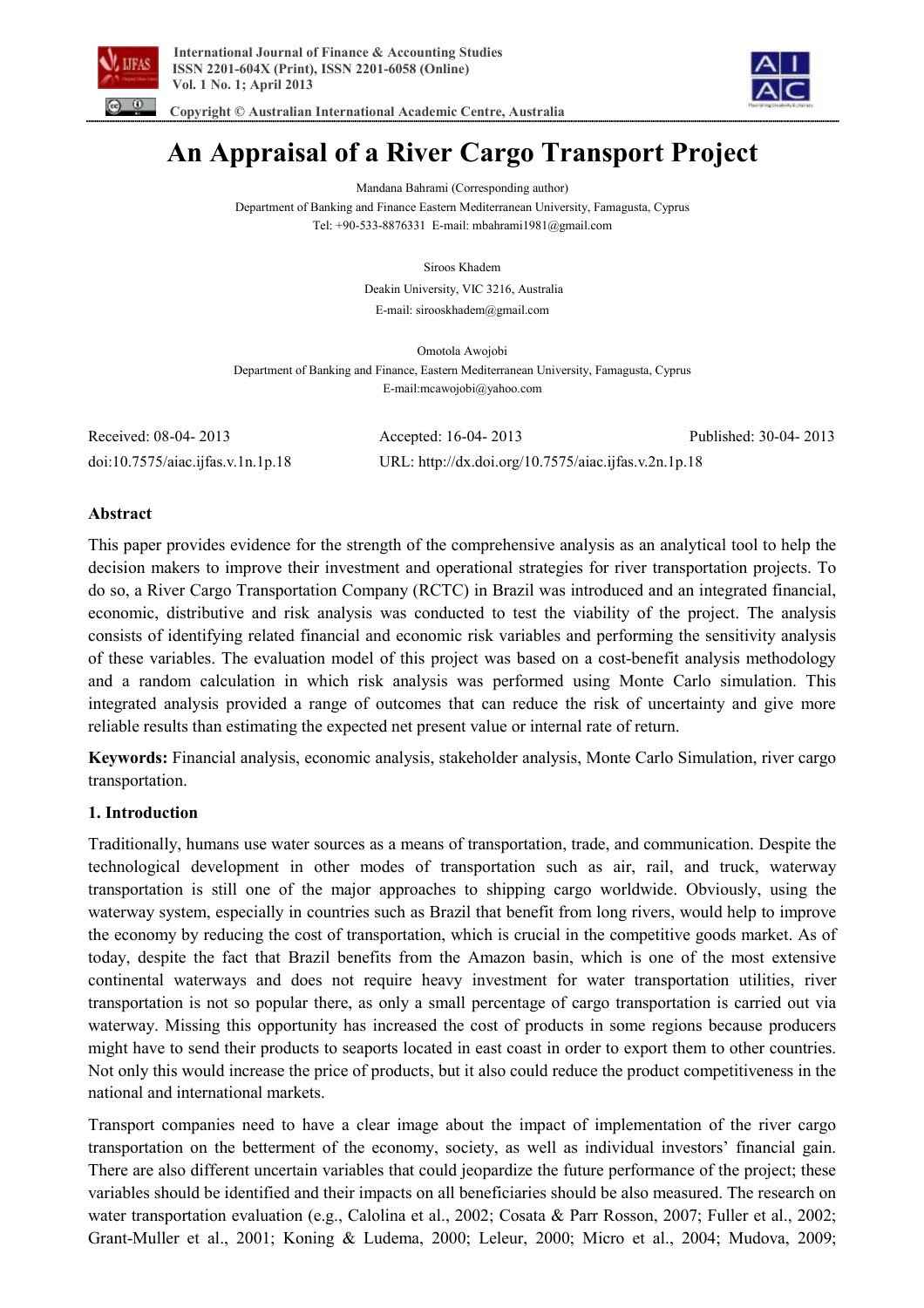# An Appraisal of a River Cargo Transport Project

Mandana Bahrami (Corresponding author)

Department of Banking and Finance Eastern Mediterranean University, Famagusta, Cyprus

Tel: +90-533-8876331 E-mail: mbahrami1981@gmail.com

Siroos Khadem

Deakin University, VIC 3216, Australia

E-mail: sirooskhadem@gmail.com

Omotola Awojobi

Department of Banking and Finance, Eastern Mediterranean University, Famagusta, Cyprus

E-mail:mcawojobi@yahoo.com

Received: 08-04- 2013 Accepted: 16-04- 2013 Published: 30-04- 2013

doi:10.7575/aiac.ijfas.v.1n.1p.18 URL: http://dx.doi.org/10.7575/aiac.ijfas.v.2n.1p.18

## Abstract

This paper provides evidence for the strength of the comprehensive analysis as an analytical tool to help the decision makers to improve their investment and operational strategies for river transportation projects. To do so, a River Cargo Transportation Company (RCTC) in Brazil was introduced and an integrated financial, economic, distributive and risk analysis was conducted to test the viability of the project. The analysis consists of identifying related financial and economic risk variables and performing the sensitivity analysis of these variables. The evaluation model of this project was based on a cost-benefit analysis methodology and a random calculation in which risk analysis was performed using Monte Carlo simulation. This integrated analysis provided a range of outcomes that can reduce the risk of uncertainty and give more reliable results than estimating the expected net present value or internal rate of return.

**Keywords:** Financial analysis, economic analysis, stakeholder analysis, Monte Carlo Simulation, river cargo transportation.

## 1. Introduction

Traditionally, humans use water sources as a means of transportation, trade, and communication. Despite the technological development in other modes of transportation such as air, rail, and truck, waterway transportation is still one of the major approaches to shipping cargo worldwide. Obviously, using the waterway system, especially in countries such as Brazil that benefit from long rivers, would help to improve the economy by reducing the cost of transportation, which is crucial in the competitive goods market. As of today, despite the fact that Brazil benefits from the Amazon basin, which is one of the most extensive continental waterways and does not require heavy investment for water transportation utilities, river transportation is not so popular there, as only a small percentage of cargo transportation is carried out via waterway. Missing this opportunity has increased the cost of products in some regions because producers might have to send their products to seaports located in east coast in order to export them to other countries. Not only this would increase the price of products, but it also could reduce the product competitiveness in the national and international markets.

Transport companies need to have a clear image about the impact of implementation of the river cargo transportation on the betterment of the economy, society, as well as individual investors' financial gain. There are also different uncertain variables that could jeopardize the future performance of the project; these variables should be identified and their impacts on all beneficiaries should be also measured. The research on water transportation evaluation (e.g., Calolina et al., 2002; Cosata & Parr Rosson, 2007; Fuller et al., 2002; Grant-Muller et al., 2001; Koning & Ludema, 2000; Leleur, 2000; Micro et al., 2004; Mudova, 2009;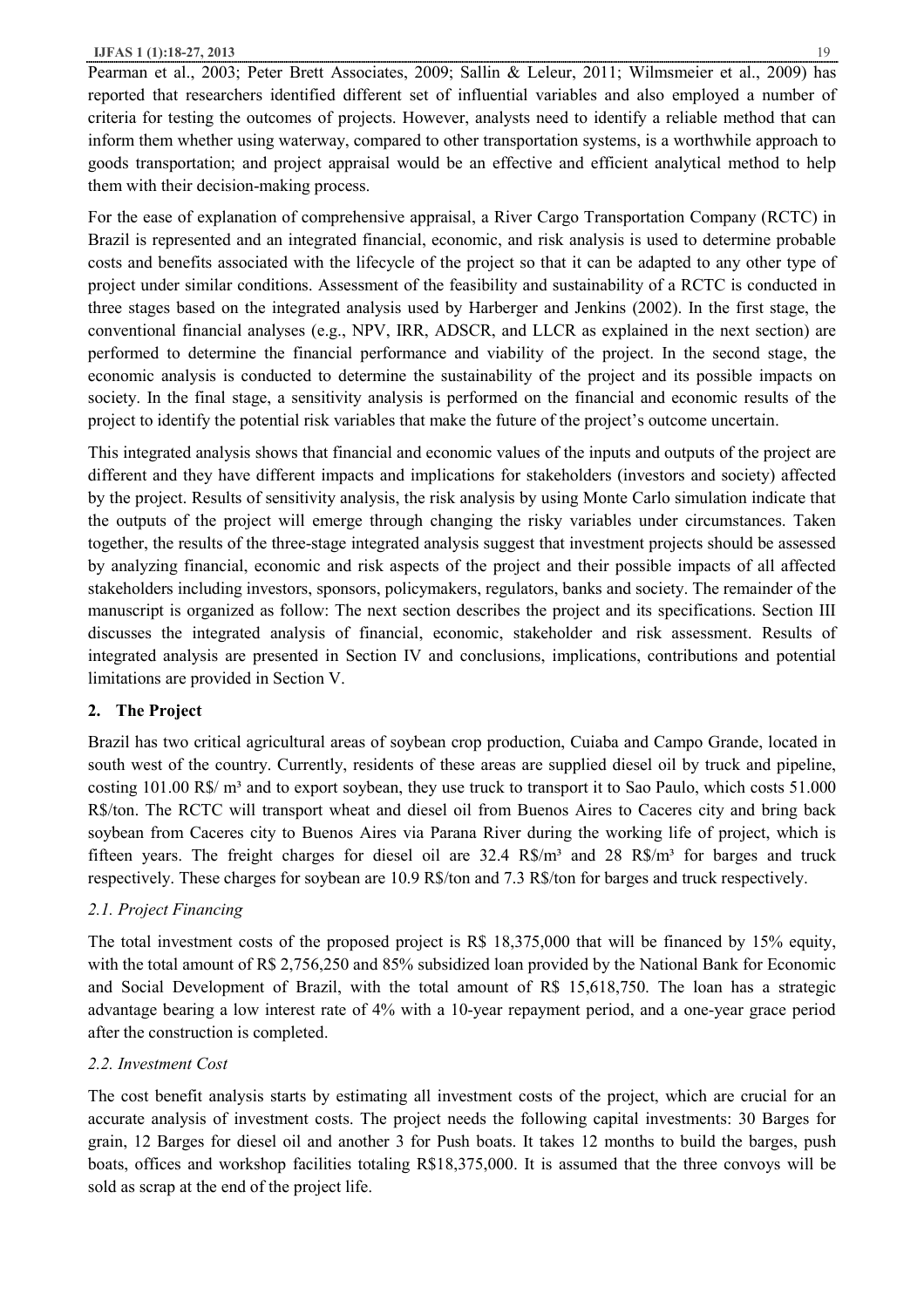Pearman et al., 2003; Peter Brett Associates, 2009; Sallin & Leleur, 2011; Wilmsmeier et al., 2009) has reported that researchers identified different set of influential variables and also employed a number of criteria for testing the outcomes of projects. However, analysts need to identify a reliable method that can inform them whether using waterway, compared to other transportation systems, is a worthwhile approach to goods transportation; and project appraisal would be an effective and efficient analytical method to help them with their decision-making process.

For the ease of explanation of comprehensive appraisal, a River Cargo Transportation Company (RCTC) in Brazil is represented and an integrated financial, economic, and risk analysis is used to determine probable costs and benefits associated with the lifecycle of the project so that it can be adapted to any other type of project under similar conditions. Assessment of the feasibility and sustainability of a RCTC is conducted in three stages based on the integrated analysis used by Harberger and Jenkins (2002). In the first stage, the conventional financial analyses (e.g., NPV, IRR, ADSCR, and LLCR as explained in the next section) are performed to determine the financial performance and viability of the project. In the second stage, the economic analysis is conducted to determine the sustainability of the project and its possible impacts on society. In the final stage, a sensitivity analysis is performed on the financial and economic results of the project to identify the potential risk variables that make the future of the project's outcome uncertain.

This integrated analysis shows that financial and economic values of the inputs and outputs of the project are different and they have different impacts and implications for stakeholders (investors and society) affected by the project. Results of sensitivity analysis, the risk analysis by using Monte Carlo simulation indicate that the outputs of the project will emerge through changing the risky variables under circumstances. Taken together, the results of the three-stage integrated analysis suggest that investment projects should be assessed by analyzing financial, economic and risk aspects of the project and their possible impacts of all affected stakeholders including investors, sponsors, policymakers, regulators, banks and society. The remainder of the manuscript is organized as follow: The next section describes the project and its specifications. Section III discusses the integrated analysis of financial, economic, stakeholder and risk assessment. Results of integrated analysis are presented in Section IV and conclusions, implications, contributions and potential limitations are provided in Section V.

## 2. The Project

Brazil has two critical agricultural areas of soybean crop production, Cuiaba and Campo Grande, located in south west of the country. Currently, residents of these areas are supplied diesel oil by truck and pipeline, costing 101.00 R$/ m³ and to export soybean, they use truck to transport it to Sao Paulo, which costs 51.000 R$/ton. The RCTC will transport wheat and diesel oil from Buenos Aires to Caceres city and bring back soybean from Caceres city to Buenos Aires via Parana River during the working life of project, which is fifteen years. The freight charges for diesel oil are 32.4 R$/m³ and 28 R$/m³ for barges and truck respectively. These charges for soybean are 10.9 R$/ton and 7.3 R$/ton for barges and truck respectively.

### *2.1. Project Financing*

The total investment costs of the proposed project is R$ 18,375,000 that will be financed by 15% equity, with the total amount of R$ 2,756,250 and 85% subsidized loan provided by the National Bank for Economic and Social Development of Brazil, with the total amount of R$ 15,618,750. The loan has a strategic advantage bearing a low interest rate of 4% with a 10-year repayment period, and a one-year grace period after the construction is completed.

### *2.2. Investment Cost*

The cost benefit analysis starts by estimating all investment costs of the project, which are crucial for an accurate analysis of investment costs. The project needs the following capital investments: 30 Barges for grain, 12 Barges for diesel oil and another 3 for Push boats. It takes 12 months to build the barges, push boats, offices and workshop facilities totaling R$18,375,000. It is assumed that the three convoys will be sold as scrap at the end of the project life.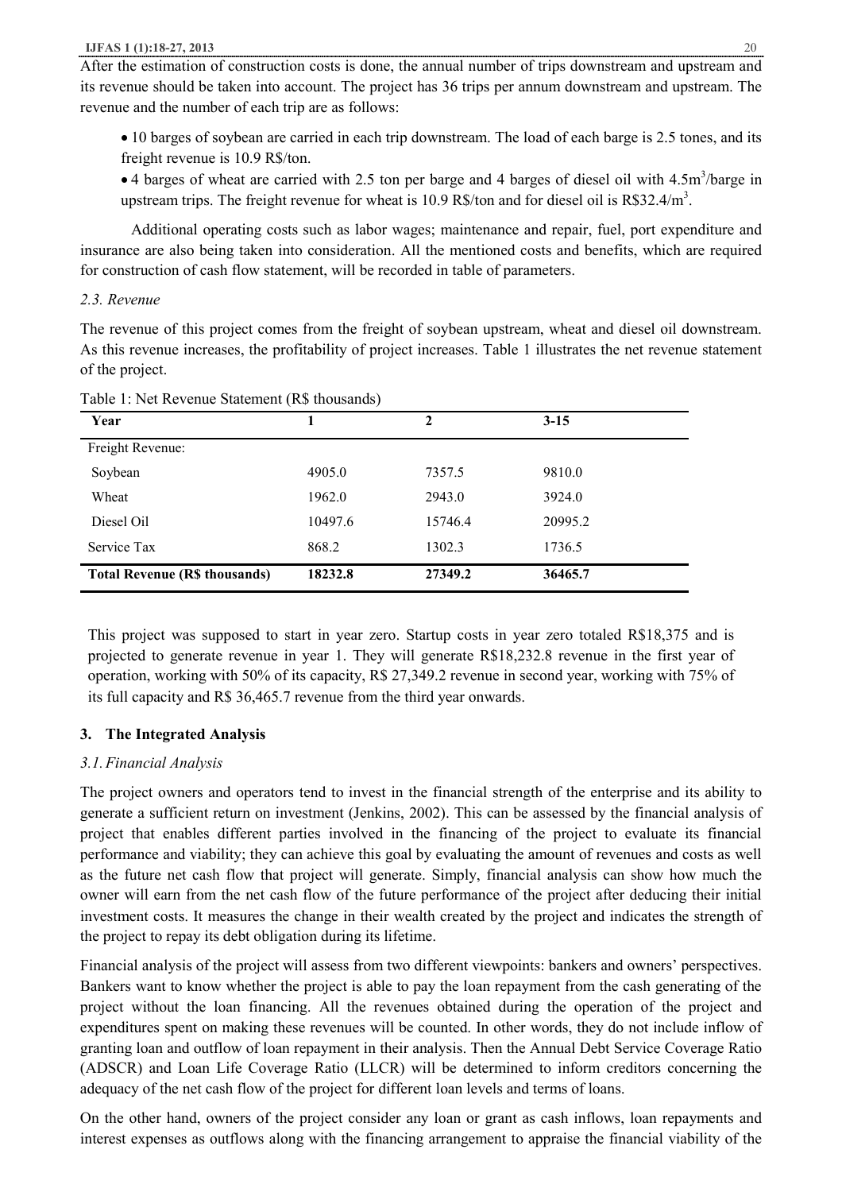After the estimation of construction costs is done, the annual number of trips downstream and upstream and its revenue should be taken into account. The project has 36 trips per annum downstream and upstream. The revenue and the number of each trip are as follows:

- 10 barges of soybean are carried in each trip downstream. The load of each barge is 2.5 tones, and its freight revenue is 10.9 R$/ton.
- 4 barges of wheat are carried with 2.5 ton per barge and 4 barges of diesel oil with 4.5m$^3$/barge in upstream trips. The freight revenue for wheat is 10.9 R$/ton and for diesel oil is R$32.4/m$^3$.

Additional operating costs such as labor wages; maintenance and repair, fuel, port expenditure and insurance are also being taken into consideration. All the mentioned costs and benefits, which are required for construction of cash flow statement, will be recorded in table of parameters.

### *2.3. Revenue*

The revenue of this project comes from the freight of soybean upstream, wheat and diesel oil downstream. As this revenue increases, the profitability of project increases. Table 1 illustrates the net revenue statement of the project.

Table 1: Net Revenue Statement (R$ thousands)

| Year | 1 | 2 | 3-15 |
|---|---|---|---|
| Freight Revenue: | | | |
| Soybean | 4905.0 | 7357.5 | 9810.0 |
| Wheat | 1962.0 | 2943.0 | 3924.0 |
| Diesel Oil | 10497.6 | 15746.4 | 20995.2 |
| Service Tax | 868.2 | 1302.3 | 1736.5 |
| **Total Revenue (R$ thousands)** | **18232.8** | **27349.2** | **36465.7** |

This project was supposed to start in year zero. Startup costs in year zero totaled R$18,375 and is projected to generate revenue in year 1. They will generate R$18,232.8 revenue in the first year of operation, working with 50% of its capacity, R$ 27,349.2 revenue in second year, working with 75% of its full capacity and R$ 36,465.7 revenue from the third year onwards.

## 3. The Integrated Analysis

### *3.1. Financial Analysis*

The project owners and operators tend to invest in the financial strength of the enterprise and its ability to generate a sufficient return on investment (Jenkins, 2002). This can be assessed by the financial analysis of project that enables different parties involved in the financing of the project to evaluate its financial performance and viability; they can achieve this goal by evaluating the amount of revenues and costs as well as the future net cash flow that project will generate. Simply, financial analysis can show how much the owner will earn from the net cash flow of the future performance of the project after deducing their initial investment costs. It measures the change in their wealth created by the project and indicates the strength of the project to repay its debt obligation during its lifetime.

Financial analysis of the project will assess from two different viewpoints: bankers and owners' perspectives. Bankers want to know whether the project is able to pay the loan repayment from the cash generating of the project without the loan financing. All the revenues obtained during the operation of the project and expenditures spent on making these revenues will be counted. In other words, they do not include inflow of granting loan and outflow of loan repayment in their analysis. Then the Annual Debt Service Coverage Ratio (ADSCR) and Loan Life Coverage Ratio (LLCR) will be determined to inform creditors concerning the adequacy of the net cash flow of the project for different loan levels and terms of loans.

On the other hand, owners of the project consider any loan or grant as cash inflows, loan repayments and interest expenses as outflows along with the financing arrangement to appraise the financial viability of the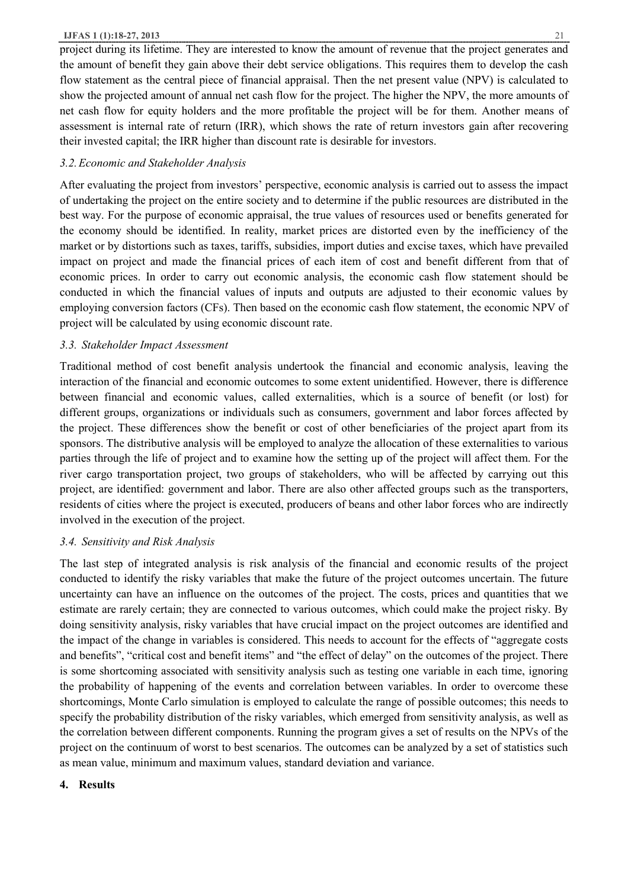project during its lifetime. They are interested to know the amount of revenue that the project generates and the amount of benefit they gain above their debt service obligations. This requires them to develop the cash flow statement as the central piece of financial appraisal. Then the net present value (NPV) is calculated to show the projected amount of annual net cash flow for the project. The higher the NPV, the more amounts of net cash flow for equity holders and the more profitable the project will be for them. Another means of assessment is internal rate of return (IRR), which shows the rate of return investors gain after recovering their invested capital; the IRR higher than discount rate is desirable for investors.

### *3.2. Economic and Stakeholder Analysis*

After evaluating the project from investors' perspective, economic analysis is carried out to assess the impact of undertaking the project on the entire society and to determine if the public resources are distributed in the best way. For the purpose of economic appraisal, the true values of resources used or benefits generated for the economy should be identified. In reality, market prices are distorted even by the inefficiency of the market or by distortions such as taxes, tariffs, subsidies, import duties and excise taxes, which have prevailed impact on project and made the financial prices of each item of cost and benefit different from that of economic prices. In order to carry out economic analysis, the economic cash flow statement should be conducted in which the financial values of inputs and outputs are adjusted to their economic values by employing conversion factors (CFs). Then based on the economic cash flow statement, the economic NPV of project will be calculated by using economic discount rate.

### *3.3. Stakeholder Impact Assessment*

Traditional method of cost benefit analysis undertook the financial and economic analysis, leaving the interaction of the financial and economic outcomes to some extent unidentified. However, there is difference between financial and economic values, called externalities, which is a source of benefit (or lost) for different groups, organizations or individuals such as consumers, government and labor forces affected by the project. These differences show the benefit or cost of other beneficiaries of the project apart from its sponsors. The distributive analysis will be employed to analyze the allocation of these externalities to various parties through the life of project and to examine how the setting up of the project will affect them. For the river cargo transportation project, two groups of stakeholders, who will be affected by carrying out this project, are identified: government and labor. There are also other affected groups such as the transporters, residents of cities where the project is executed, producers of beans and other labor forces who are indirectly involved in the execution of the project.

### *3.4. Sensitivity and Risk Analysis*

The last step of integrated analysis is risk analysis of the financial and economic results of the project conducted to identify the risky variables that make the future of the project outcomes uncertain. The future uncertainty can have an influence on the outcomes of the project. The costs, prices and quantities that we estimate are rarely certain; they are connected to various outcomes, which could make the project risky. By doing sensitivity analysis, risky variables that have crucial impact on the project outcomes are identified and the impact of the change in variables is considered. This needs to account for the effects of "aggregate costs and benefits", "critical cost and benefit items" and "the effect of delay" on the outcomes of the project. There is some shortcoming associated with sensitivity analysis such as testing one variable in each time, ignoring the probability of happening of the events and correlation between variables. In order to overcome these shortcomings, Monte Carlo simulation is employed to calculate the range of possible outcomes; this needs to specify the probability distribution of the risky variables, which emerged from sensitivity analysis, as well as the correlation between different components. Running the program gives a set of results on the NPVs of the project on the continuum of worst to best scenarios. The outcomes can be analyzed by a set of statistics such as mean value, minimum and maximum values, standard deviation and variance.

## 4. Results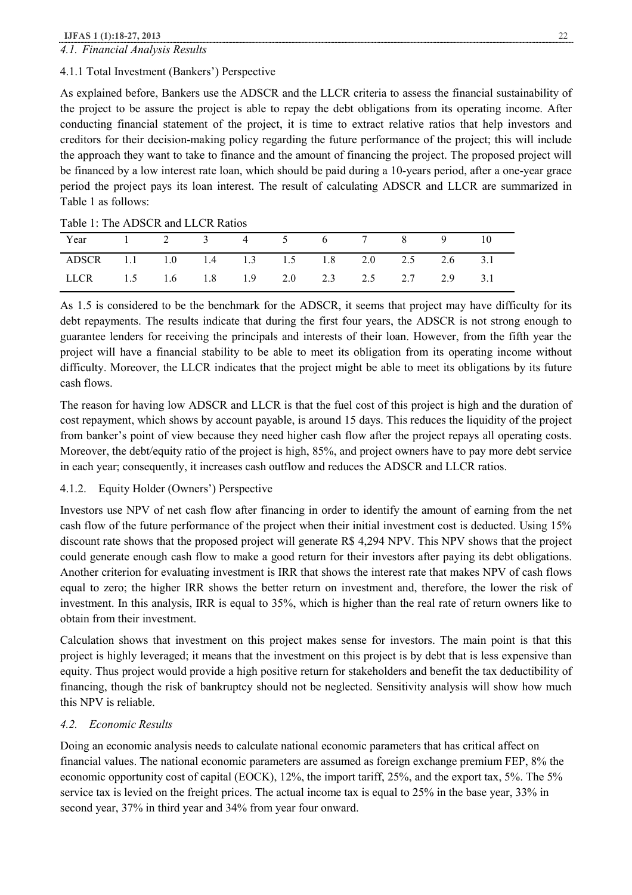### *4.1. Financial Analysis Results*

#### 4.1.1 Total Investment (Bankers') Perspective

As explained before, Bankers use the ADSCR and the LLCR criteria to assess the financial sustainability of the project to be assure the project is able to repay the debt obligations from its operating income. After conducting financial statement of the project, it is time to extract relative ratios that help investors and creditors for their decision-making policy regarding the future performance of the project; this will include the approach they want to take to finance and the amount of financing the project. The proposed project will be financed by a low interest rate loan, which should be paid during a 10-years period, after a one-year grace period the project pays its loan interest. The result of calculating ADSCR and LLCR are summarized in Table 1 as follows:

Table 1: The ADSCR and LLCR Ratios

| Year | 1 | 2 | 3 | 4 | 5 | 6 | 7 | 8 | 9 | 10 |
|---|---|---|---|---|---|---|---|---|---|---|
| ADSCR | 1.1 | 1.0 | 1.4 | 1.3 | 1.5 | 1.8 | 2.0 | 2.5 | 2.6 | 3.1 |
| LLCR | 1.5 | 1.6 | 1.8 | 1.9 | 2.0 | 2.3 | 2.5 | 2.7 | 2.9 | 3.1 |

As 1.5 is considered to be the benchmark for the ADSCR, it seems that project may have difficulty for its debt repayments. The results indicate that during the first four years, the ADSCR is not strong enough to guarantee lenders for receiving the principals and interests of their loan. However, from the fifth year the project will have a financial stability to be able to meet its obligation from its operating income without difficulty. Moreover, the LLCR indicates that the project might be able to meet its obligations by its future cash flows.

The reason for having low ADSCR and LLCR is that the fuel cost of this project is high and the duration of cost repayment, which shows by account payable, is around 15 days. This reduces the liquidity of the project from banker's point of view because they need higher cash flow after the project repays all operating costs. Moreover, the debt/equity ratio of the project is high, 85%, and project owners have to pay more debt service in each year; consequently, it increases cash outflow and reduces the ADSCR and LLCR ratios.

#### 4.1.2. Equity Holder (Owners') Perspective

Investors use NPV of net cash flow after financing in order to identify the amount of earning from the net cash flow of the future performance of the project when their initial investment cost is deducted. Using 15% discount rate shows that the proposed project will generate R$ 4,294 NPV. This NPV shows that the project could generate enough cash flow to make a good return for their investors after paying its debt obligations. Another criterion for evaluating investment is IRR that shows the interest rate that makes NPV of cash flows equal to zero; the higher IRR shows the better return on investment and, therefore, the lower the risk of investment. In this analysis, IRR is equal to 35%, which is higher than the real rate of return owners like to obtain from their investment.

Calculation shows that investment on this project makes sense for investors. The main point is that this project is highly leveraged; it means that the investment on this project is by debt that is less expensive than equity. Thus project would provide a high positive return for stakeholders and benefit the tax deductibility of financing, though the risk of bankruptcy should not be neglected. Sensitivity analysis will show how much this NPV is reliable.

### *4.2. Economic Results*

Doing an economic analysis needs to calculate national economic parameters that has critical affect on financial values. The national economic parameters are assumed as foreign exchange premium FEP, 8% the economic opportunity cost of capital (EOCK), 12%, the import tariff, 25%, and the export tax, 5%. The 5% service tax is levied on the freight prices. The actual income tax is equal to 25% in the base year, 33% in second year, 37% in third year and 34% from year four onward.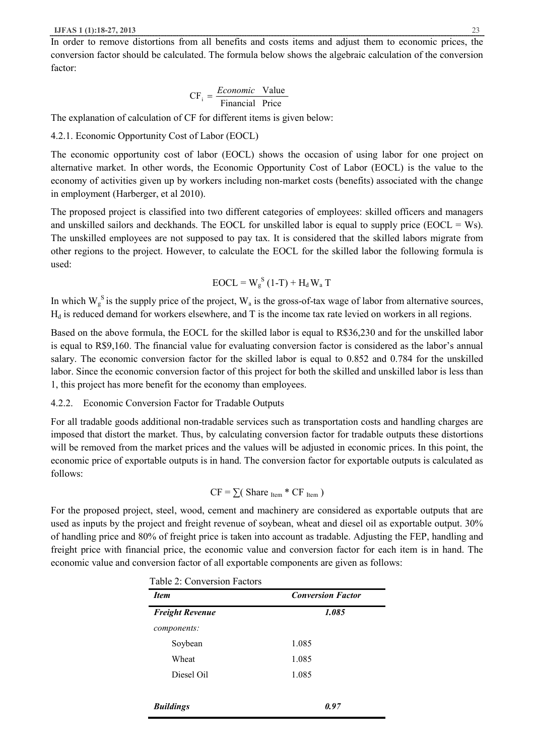In order to remove distortions from all benefits and costs items and adjust them to economic prices, the conversion factor should be calculated. The formula below shows the algebraic calculation of the conversion factor:

$$\mathrm{CF_i} = \frac{\textit{Economic}\ \ \text{Value}}{\text{Financial}\ \ \text{Price}}$$

The explanation of calculation of CF for different items is given below:

### 4.2.1. Economic Opportunity Cost of Labor (EOCL)

The economic opportunity cost of labor (EOCL) shows the occasion of using labor for one project on alternative market. In other words, the Economic Opportunity Cost of Labor (EOCL) is the value to the economy of activities given up by workers including non-market costs (benefits) associated with the change in employment (Harberger, et al 2010).

The proposed project is classified into two different categories of employees: skilled officers and managers and unskilled sailors and deckhands. The EOCL for unskilled labor is equal to supply price (EOCL = Ws). The unskilled employees are not supposed to pay tax. It is considered that the skilled labors migrate from other regions to the project. However, to calculate the EOCL for the skilled labor the following formula is used:

$$\text{EOCL} = W_g^S\,(1\text{-}T) + H_d\,W_a\,T$$

In which $W_g^S$ is the supply price of the project, $W_a$ is the gross-of-tax wage of labor from alternative sources, $H_d$ is reduced demand for workers elsewhere, and T is the income tax rate levied on workers in all regions.

Based on the above formula, the EOCL for the skilled labor is equal to R$36,230 and for the unskilled labor is equal to R$9,160. The financial value for evaluating conversion factor is considered as the labor's annual salary. The economic conversion factor for the skilled labor is equal to 0.852 and 0.784 for the unskilled labor. Since the economic conversion factor of this project for both the skilled and unskilled labor is less than 1, this project has more benefit for the economy than employees.

### 4.2.2. Economic Conversion Factor for Tradable Outputs

For all tradable goods additional non-tradable services such as transportation costs and handling charges are imposed that distort the market. Thus, by calculating conversion factor for tradable outputs these distortions will be removed from the market prices and the values will be adjusted in economic prices. In this point, the economic price of exportable outputs is in hand. The conversion factor for exportable outputs is calculated as follows:

$$\text{CF} = \sum(\text{Share}_{\text{Item}} * \text{CF}_{\text{Item}})$$

For the proposed project, steel, wood, cement and machinery are considered as exportable outputs that are used as inputs by the project and freight revenue of soybean, wheat and diesel oil as exportable output. 30% of handling price and 80% of freight price is taken into account as tradable. Adjusting the FEP, handling and freight price with financial price, the economic value and conversion factor for each item is in hand. The economic value and conversion factor of all exportable components are given as follows:

Table 2: Conversion Factors

| *Item* | *Conversion Factor* |
|---|---|
| ***Freight Revenue*** | ***1.085*** |
| *components:* | |
| Soybean | 1.085 |
| Wheat | 1.085 |
| Diesel Oil | 1.085 |
| | |
| ***Buildings*** | ***0.97*** |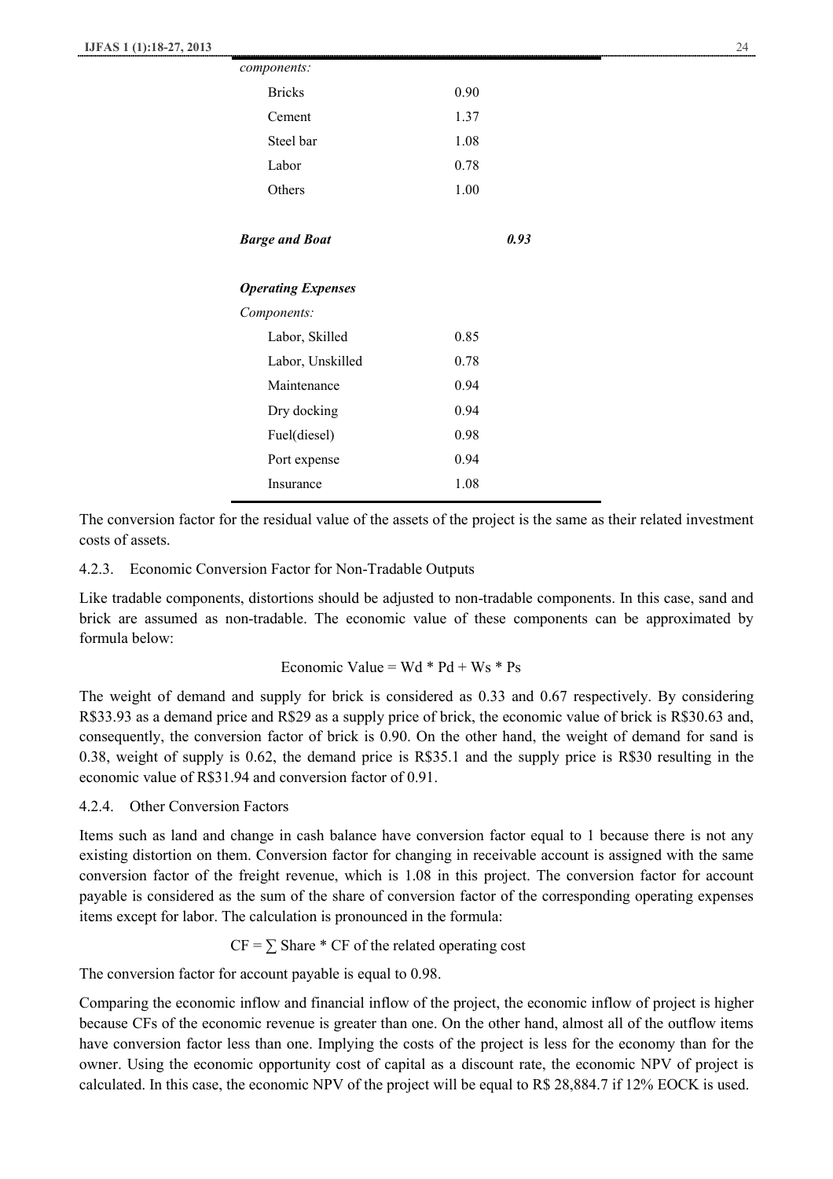| | | |
|---|---|---|
| *components:* | | |
| Bricks | 0.90 | |
| Cement | 1.37 | |
| Steel bar | 1.08 | |
| Labor | 0.78 | |
| Others | 1.00 | |
| ***Barge and Boat*** | | ***0.93*** |
| ***Operating Expenses*** | | |
| *Components:* | | |
| Labor, Skilled | 0.85 | |
| Labor, Unskilled | 0.78 | |
| Maintenance | 0.94 | |
| Dry docking | 0.94 | |
| Fuel(diesel) | 0.98 | |
| Port expense | 0.94 | |
| Insurance | 1.08 | |

The conversion factor for the residual value of the assets of the project is the same as their related investment costs of assets.

### 4.2.3. Economic Conversion Factor for Non-Tradable Outputs

Like tradable components, distortions should be adjusted to non-tradable components. In this case, sand and brick are assumed as non-tradable. The economic value of these components can be approximated by formula below:

$$\text{Economic Value} = Wd * Pd + Ws * Ps$$

The weight of demand and supply for brick is considered as 0.33 and 0.67 respectively. By considering R$33.93 as a demand price and R$29 as a supply price of brick, the economic value of brick is R$30.63 and, consequently, the conversion factor of brick is 0.90. On the other hand, the weight of demand for sand is 0.38, weight of supply is 0.62, the demand price is R$35.1 and the supply price is R$30 resulting in the economic value of R$31.94 and conversion factor of 0.91.

### 4.2.4. Other Conversion Factors

Items such as land and change in cash balance have conversion factor equal to 1 because there is not any existing distortion on them. Conversion factor for changing in receivable account is assigned with the same conversion factor of the freight revenue, which is 1.08 in this project. The conversion factor for account payable is considered as the sum of the share of conversion factor of the corresponding operating expenses items except for labor. The calculation is pronounced in the formula:

$$CF = \sum \text{Share} * \text{CF of the related operating cost}$$

The conversion factor for account payable is equal to 0.98.

Comparing the economic inflow and financial inflow of the project, the economic inflow of project is higher because CFs of the economic revenue is greater than one. On the other hand, almost all of the outflow items have conversion factor less than one. Implying the costs of the project is less for the economy than for the owner. Using the economic opportunity cost of capital as a discount rate, the economic NPV of project is calculated. In this case, the economic NPV of the project will be equal to R$ 28,884.7 if 12% EOCK is used.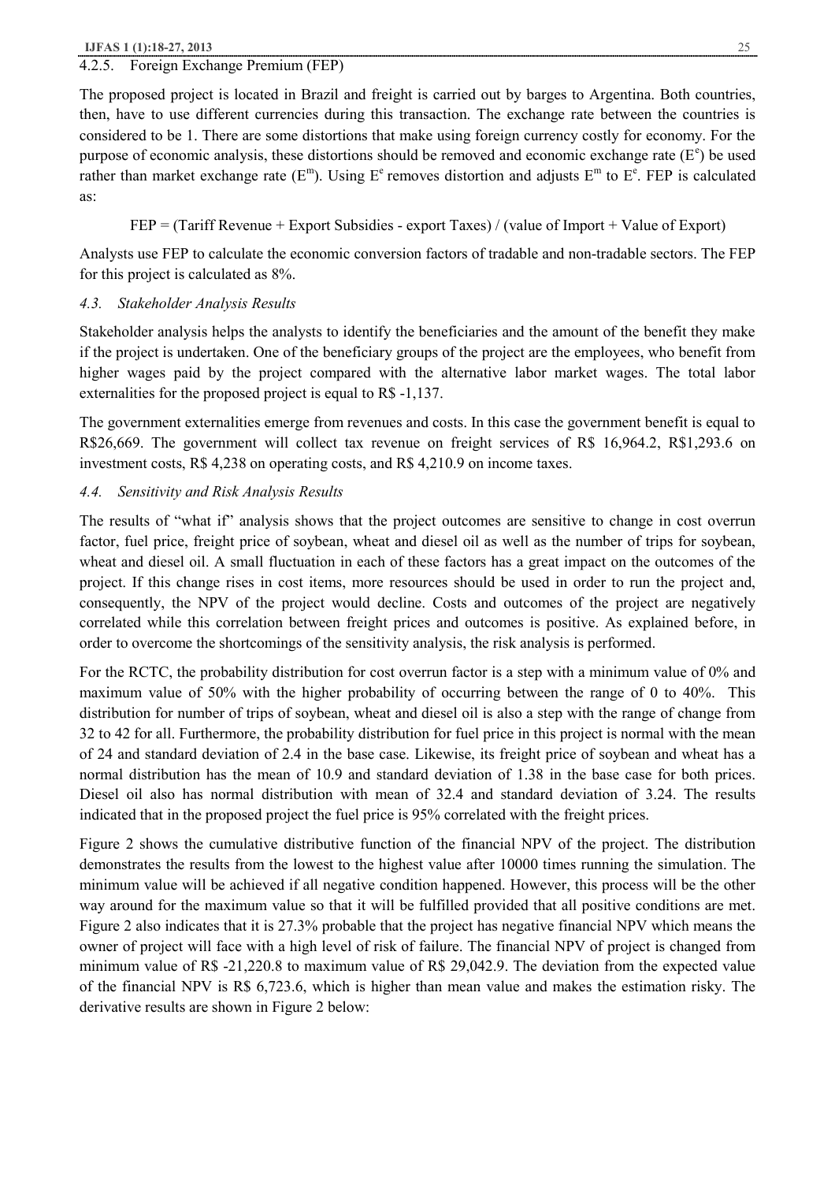### 4.2.5. Foreign Exchange Premium (FEP)

The proposed project is located in Brazil and freight is carried out by barges to Argentina. Both countries, then, have to use different currencies during this transaction. The exchange rate between the countries is considered to be 1. There are some distortions that make using foreign currency costly for economy. For the purpose of economic analysis, these distortions should be removed and economic exchange rate ($E^e$) be used rather than market exchange rate ($E^m$). Using $E^e$ removes distortion and adjusts $E^m$ to $E^e$. FEP is calculated as:

FEP = (Tariff Revenue + Export Subsidies - export Taxes) / (value of Import + Value of Export)

Analysts use FEP to calculate the economic conversion factors of tradable and non-tradable sectors. The FEP for this project is calculated as 8%.

### *4.3. Stakeholder Analysis Results*

Stakeholder analysis helps the analysts to identify the beneficiaries and the amount of the benefit they make if the project is undertaken. One of the beneficiary groups of the project are the employees, who benefit from higher wages paid by the project compared with the alternative labor market wages. The total labor externalities for the proposed project is equal to R$ -1,137.

The government externalities emerge from revenues and costs. In this case the government benefit is equal to R$26,669. The government will collect tax revenue on freight services of R$ 16,964.2, R$1,293.6 on investment costs, R$ 4,238 on operating costs, and R$ 4,210.9 on income taxes.

### *4.4. Sensitivity and Risk Analysis Results*

The results of "what if" analysis shows that the project outcomes are sensitive to change in cost overrun factor, fuel price, freight price of soybean, wheat and diesel oil as well as the number of trips for soybean, wheat and diesel oil. A small fluctuation in each of these factors has a great impact on the outcomes of the project. If this change rises in cost items, more resources should be used in order to run the project and, consequently, the NPV of the project would decline. Costs and outcomes of the project are negatively correlated while this correlation between freight prices and outcomes is positive. As explained before, in order to overcome the shortcomings of the sensitivity analysis, the risk analysis is performed.

For the RCTC, the probability distribution for cost overrun factor is a step with a minimum value of 0% and maximum value of 50% with the higher probability of occurring between the range of 0 to 40%. This distribution for number of trips of soybean, wheat and diesel oil is also a step with the range of change from 32 to 42 for all. Furthermore, the probability distribution for fuel price in this project is normal with the mean of 24 and standard deviation of 2.4 in the base case. Likewise, its freight price of soybean and wheat has a normal distribution has the mean of 10.9 and standard deviation of 1.38 in the base case for both prices. Diesel oil also has normal distribution with mean of 32.4 and standard deviation of 3.24. The results indicated that in the proposed project the fuel price is 95% correlated with the freight prices.

Figure 2 shows the cumulative distributive function of the financial NPV of the project. The distribution demonstrates the results from the lowest to the highest value after 10000 times running the simulation. The minimum value will be achieved if all negative condition happened. However, this process will be the other way around for the maximum value so that it will be fulfilled provided that all positive conditions are met. Figure 2 also indicates that it is 27.3% probable that the project has negative financial NPV which means the owner of project will face with a high level of risk of failure. The financial NPV of project is changed from minimum value of R$ -21,220.8 to maximum value of R$ 29,042.9. The deviation from the expected value of the financial NPV is R$ 6,723.6, which is higher than mean value and makes the estimation risky. The derivative results are shown in Figure 2 below: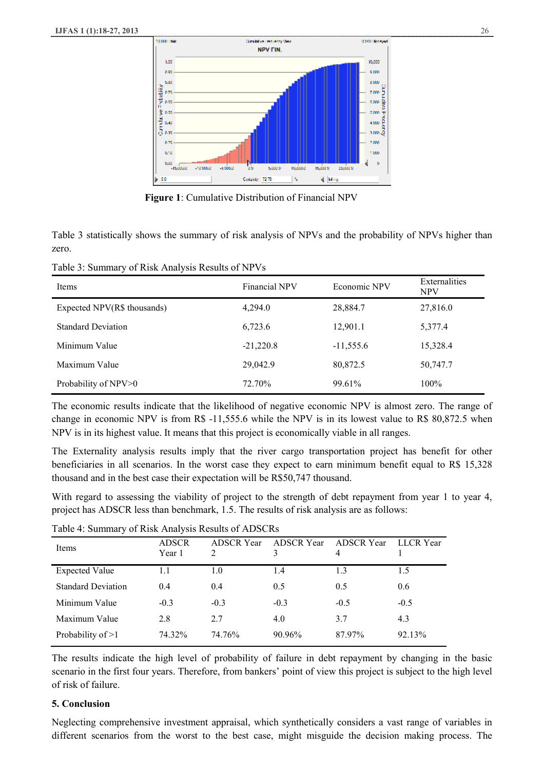**Figure 1**: Cumulative Distribution of Financial NPV

Table 3 statistically shows the summary of risk analysis of NPVs and the probability of NPVs higher than zero.

Table 3: Summary of Risk Analysis Results of NPVs

| Items | Financial NPV | Economic NPV | Externalities NPV |
|---|---|---|---|
| Expected NPV(R$ thousands) | 4,294.0 | 28,884.7 | 27,816.0 |
| Standard Deviation | 6,723.6 | 12,901.1 | 5,377.4 |
| Minimum Value | -21,220.8 | -11,555.6 | 15,328.4 |
| Maximum Value | 29,042.9 | 80,872.5 | 50,747.7 |
| Probability of NPV>0 | 72.70% | 99.61% | 100% |

The economic results indicate that the likelihood of negative economic NPV is almost zero. The range of change in economic NPV is from R$ -11,555.6 while the NPV is in its lowest value to R$ 80,872.5 when NPV is in its highest value. It means that this project is economically viable in all ranges.

The Externality analysis results imply that the river cargo transportation project has benefit for other beneficiaries in all scenarios. In the worst case they expect to earn minimum benefit equal to R$ 15,328 thousand and in the best case their expectation will be R$50,747 thousand.

With regard to assessing the viability of project to the strength of debt repayment from year 1 to year 4, project has ADSCR less than benchmark, 1.5. The results of risk analysis are as follows:

Table 4: Summary of Risk Analysis Results of ADSCRs

| Items | ADSCR Year 1 | ADSCR Year 2 | ADSCR Year 3 | ADSCR Year 4 | LLCR Year 1 |
|---|---|---|---|---|---|
| Expected Value | 1.1 | 1.0 | 1.4 | 1.3 | 1.5 |
| Standard Deviation | 0.4 | 0.4 | 0.5 | 0.5 | 0.6 |
| Minimum Value | -0.3 | -0.3 | -0.3 | -0.5 | -0.5 |
| Maximum Value | 2.8 | 2.7 | 4.0 | 3.7 | 4.3 |
| Probability of >1 | 74.32% | 74.76% | 90.96% | 87.97% | 92.13% |

The results indicate the high level of probability of failure in debt repayment by changing in the basic scenario in the first four years. Therefore, from bankers' point of view this project is subject to the high level of risk of failure.

## 5. Conclusion

Neglecting comprehensive investment appraisal, which synthetically considers a vast range of variables in different scenarios from the worst to the best case, might misguide the decision making process. The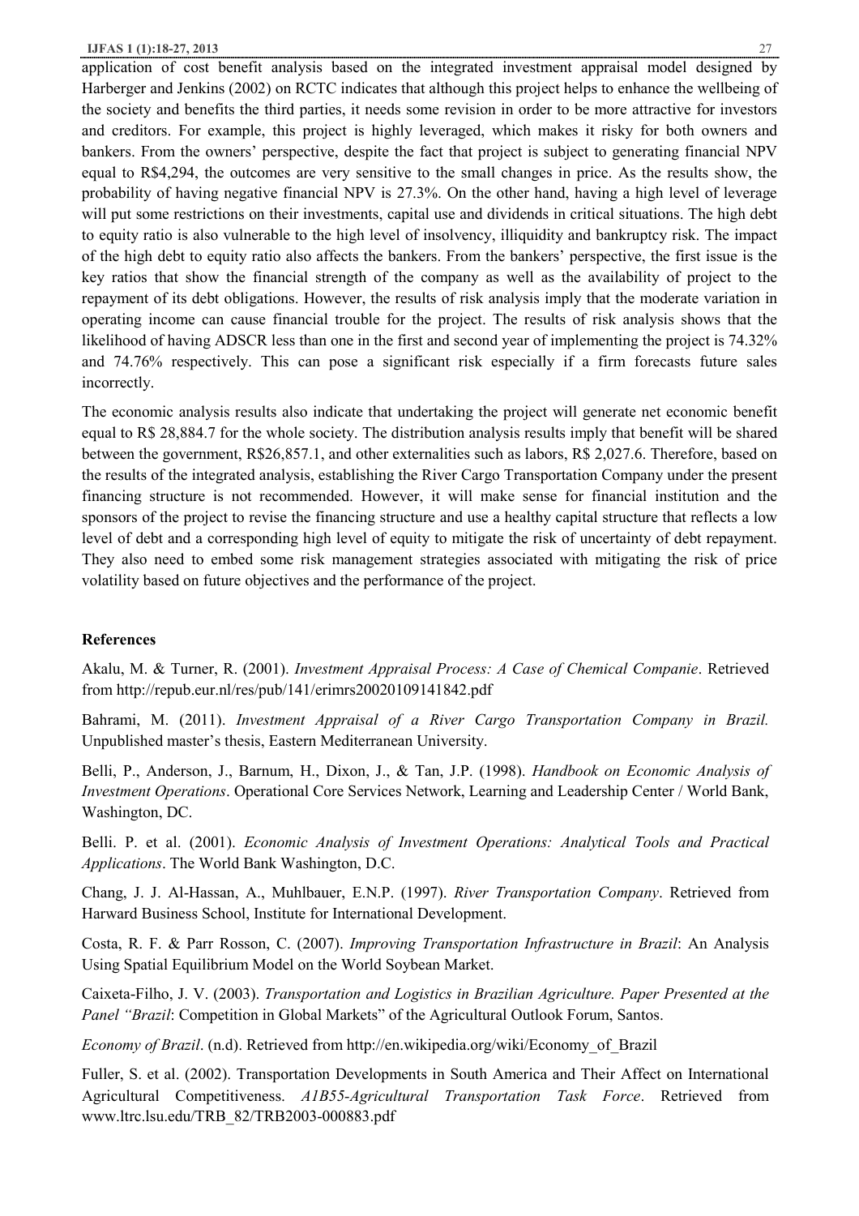application of cost benefit analysis based on the integrated investment appraisal model designed by Harberger and Jenkins (2002) on RCTC indicates that although this project helps to enhance the wellbeing of the society and benefits the third parties, it needs some revision in order to be more attractive for investors and creditors. For example, this project is highly leveraged, which makes it risky for both owners and bankers. From the owners' perspective, despite the fact that project is subject to generating financial NPV equal to R$4,294, the outcomes are very sensitive to the small changes in price. As the results show, the probability of having negative financial NPV is 27.3%. On the other hand, having a high level of leverage will put some restrictions on their investments, capital use and dividends in critical situations. The high debt to equity ratio is also vulnerable to the high level of insolvency, illiquidity and bankruptcy risk. The impact of the high debt to equity ratio also affects the bankers. From the bankers' perspective, the first issue is the key ratios that show the financial strength of the company as well as the availability of project to the repayment of its debt obligations. However, the results of risk analysis imply that the moderate variation in operating income can cause financial trouble for the project. The results of risk analysis shows that the likelihood of having ADSCR less than one in the first and second year of implementing the project is 74.32% and 74.76% respectively. This can pose a significant risk especially if a firm forecasts future sales incorrectly.

The economic analysis results also indicate that undertaking the project will generate net economic benefit equal to R$ 28,884.7 for the whole society. The distribution analysis results imply that benefit will be shared between the government, R$26,857.1, and other externalities such as labors, R$ 2,027.6. Therefore, based on the results of the integrated analysis, establishing the River Cargo Transportation Company under the present financing structure is not recommended. However, it will make sense for financial institution and the sponsors of the project to revise the financing structure and use a healthy capital structure that reflects a low level of debt and a corresponding high level of equity to mitigate the risk of uncertainty of debt repayment. They also need to embed some risk management strategies associated with mitigating the risk of price volatility based on future objectives and the performance of the project.

### References

Akalu, M. & Turner, R. (2001). *Investment Appraisal Process: A Case of Chemical Companie*. Retrieved from http://repub.eur.nl/res/pub/141/erimrs20020109141842.pdf

Bahrami, M. (2011). *Investment Appraisal of a River Cargo Transportation Company in Brazil.* Unpublished master's thesis, Eastern Mediterranean University.

Belli, P., Anderson, J., Barnum, H., Dixon, J., & Tan, J.P. (1998). *Handbook on Economic Analysis of Investment Operations*. Operational Core Services Network, Learning and Leadership Center / World Bank, Washington, DC.

Belli. P. et al. (2001). *Economic Analysis of Investment Operations: Analytical Tools and Practical Applications*. The World Bank Washington, D.C.

Chang, J. J. Al-Hassan, A., Muhlbauer, E.N.P. (1997). *River Transportation Company*. Retrieved from Harward Business School, Institute for International Development.

Costa, R. F. & Parr Rosson, C. (2007). *Improving Transportation Infrastructure in Brazil*: An Analysis Using Spatial Equilibrium Model on the World Soybean Market.

Caixeta-Filho, J. V. (2003). *Transportation and Logistics in Brazilian Agriculture. Paper Presented at the Panel "Brazil*: Competition in Global Markets" of the Agricultural Outlook Forum, Santos.

*Economy of Brazil*. (n.d). Retrieved from http://en.wikipedia.org/wiki/Economy_of_Brazil

Fuller, S. et al. (2002). Transportation Developments in South America and Their Affect on International Agricultural Competitiveness. *A1B55-Agricultural Transportation Task Force*. Retrieved from www.ltrc.lsu.edu/TRB_82/TRB2003-000883.pdf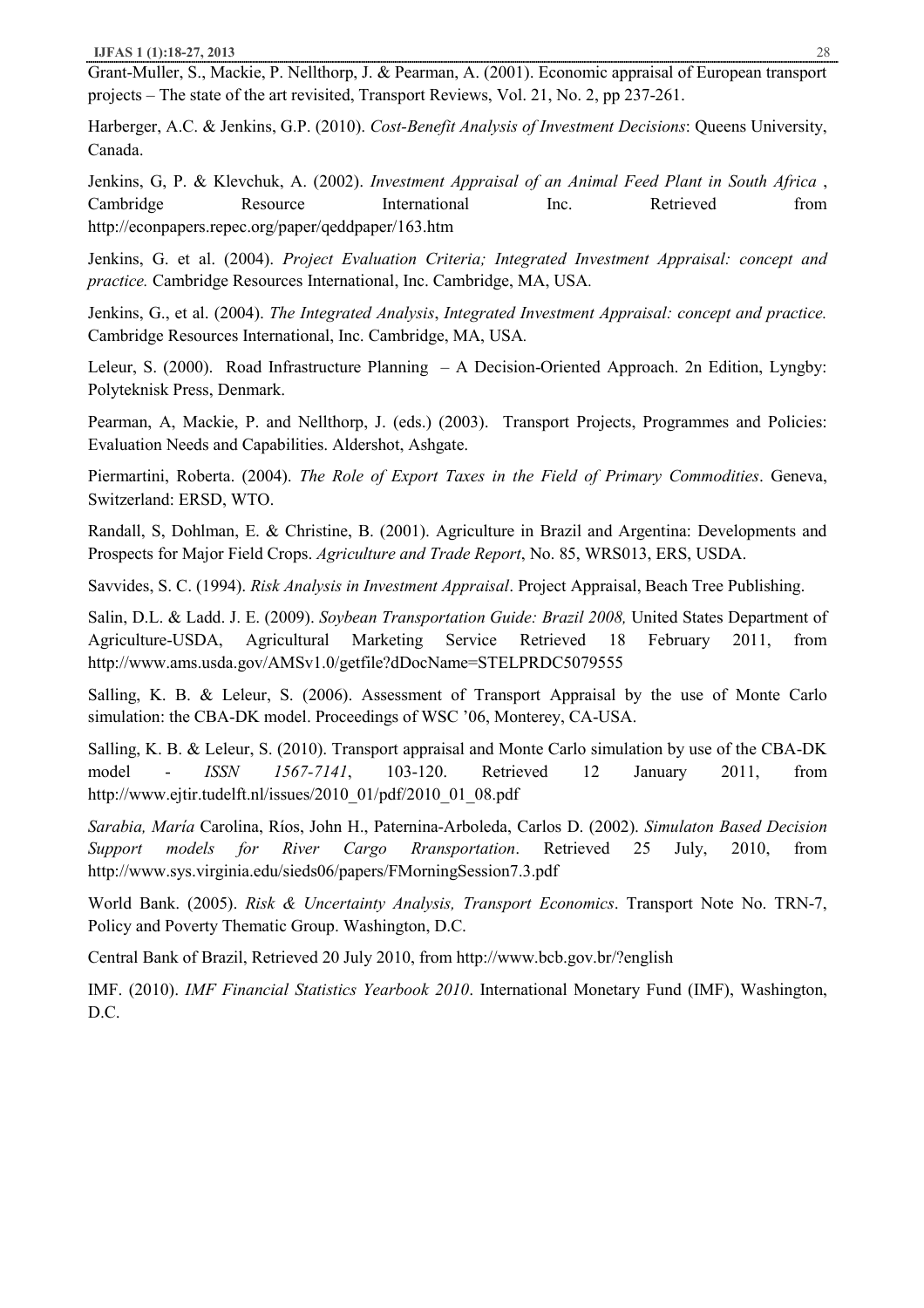Grant-Muller, S., Mackie, P. Nellthorp, J. & Pearman, A. (2001). Economic appraisal of European transport projects – The state of the art revisited, Transport Reviews, Vol. 21, No. 2, pp 237-261.

Harberger, A.C. & Jenkins, G.P. (2010). *Cost-Benefit Analysis of Investment Decisions*: Queens University, Canada.

Jenkins, G, P. & Klevchuk, A. (2002). *Investment Appraisal of an Animal Feed Plant in South Africa* , Cambridge Resource International Inc. Retrieved from http://econpapers.repec.org/paper/qeddpaper/163.htm

Jenkins, G. et al. (2004). *Project Evaluation Criteria; Integrated Investment Appraisal: concept and practice.* Cambridge Resources International, Inc. Cambridge, MA, USA.

Jenkins, G., et al. (2004). *The Integrated Analysis*, *Integrated Investment Appraisal: concept and practice.* Cambridge Resources International, Inc. Cambridge, MA, USA.

Leleur, S. (2000). Road Infrastructure Planning – A Decision-Oriented Approach. 2n Edition, Lyngby: Polyteknisk Press, Denmark.

Pearman, A, Mackie, P. and Nellthorp, J. (eds.) (2003). Transport Projects, Programmes and Policies: Evaluation Needs and Capabilities. Aldershot, Ashgate.

Piermartini, Roberta. (2004). *The Role of Export Taxes in the Field of Primary Commodities*. Geneva, Switzerland: ERSD, WTO.

Randall, S, Dohlman, E. & Christine, B. (2001). Agriculture in Brazil and Argentina: Developments and Prospects for Major Field Crops. *Agriculture and Trade Report*, No. 85, WRS013, ERS, USDA.

Savvides, S. C. (1994). *Risk Analysis in Investment Appraisal*. Project Appraisal, Beach Tree Publishing.

Salin, D.L. & Ladd. J. E. (2009). *Soybean Transportation Guide: Brazil 2008,* United States Department of Agriculture-USDA, Agricultural Marketing Service Retrieved 18 February 2011, from http://www.ams.usda.gov/AMSv1.0/getfile?dDocName=STELPRDC5079555

Salling, K. B. & Leleur, S. (2006). Assessment of Transport Appraisal by the use of Monte Carlo simulation: the CBA-DK model. Proceedings of WSC '06, Monterey, CA-USA.

Salling, K. B. & Leleur, S. (2010). Transport appraisal and Monte Carlo simulation by use of the CBA-DK model - *ISSN 1567-7141*, 103-120. Retrieved 12 January 2011, from http://www.ejtir.tudelft.nl/issues/2010_01/pdf/2010_01_08.pdf

*Sarabia, María* Carolina, Ríos, John H., Paternina-Arboleda, Carlos D. (2002). *Simulaton Based Decision Support models for River Cargo Rransportation*. Retrieved 25 July, 2010, from http://www.sys.virginia.edu/sieds06/papers/FMorningSession7.3.pdf

World Bank. (2005). *Risk & Uncertainty Analysis, Transport Economics*. Transport Note No. TRN-7, Policy and Poverty Thematic Group. Washington, D.C.

Central Bank of Brazil, Retrieved 20 July 2010, from http://www.bcb.gov.br/?english

IMF. (2010). *IMF Financial Statistics Yearbook 2010*. International Monetary Fund (IMF), Washington, D.C.